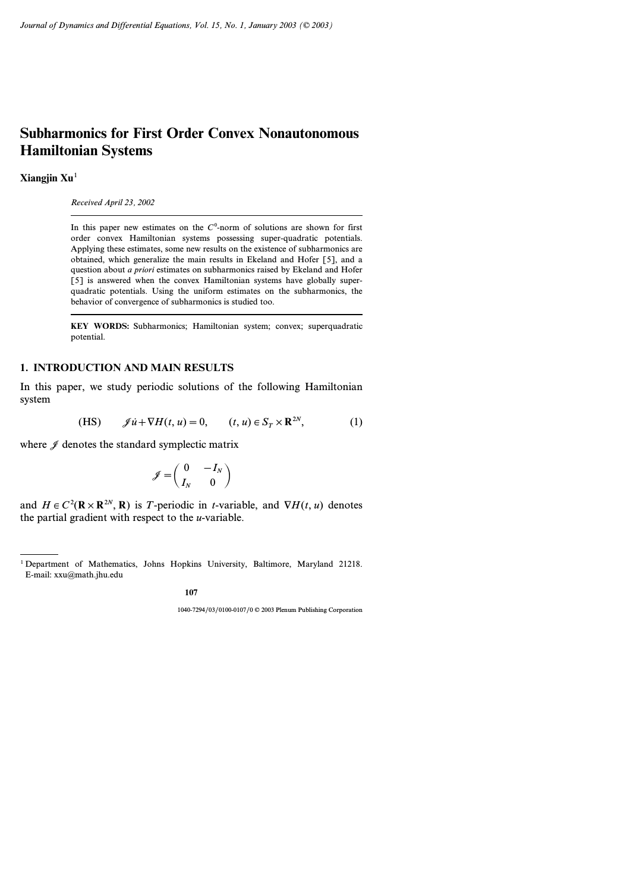# Subharmonics for First Order Convex Nonautonomous Hamiltonian Systems

**Xiangjin Xu**[1]

*Received April 23, 2002*

In this paper new estimates on the $C^0$-norm of solutions are shown for first order convex Hamiltonian systems possessing super-quadratic potentials. Applying these estimates, some new results on the existence of subharmonics are obtained, which generalize the main results in Ekeland and Hofer [5], and a question about *a priori* estimates on subharmonics raised by Ekeland and Hofer [5] is answered when the convex Hamiltonian systems have globally super-quadratic potentials. Using the uniform estimates on the subharmonics, the behavior of convergence of subharmonics is studied too.

**KEY WORDS:** Subharmonics; Hamiltonian system; convex; superquadratic potential.

## 1. INTRODUCTION AND MAIN RESULTS

In this paper, we study periodic solutions of the following Hamiltonian system

$$\text{(HS)} \qquad \mathcal{J}\dot{u} + \nabla H(t, u) = 0, \qquad (t, u) \in S_T \times \mathbf{R}^{2N}, \tag{1}$$

where $\mathcal{J}$ denotes the standard symplectic matrix

$$\mathcal{J} = \begin{pmatrix} 0 & -I_N \\ I_N & 0 \end{pmatrix}$$

and $H \in C^2(\mathbf{R} \times \mathbf{R}^{2N}, \mathbf{R})$ is $T$-periodic in $t$-variable, and $\nabla H(t, u)$ denotes the partial gradient with respect to the $u$-variable.

[1] Department of Mathematics, Johns Hopkins University, Baltimore, Maryland 21218. E-mail: xxu@math.jhu.edu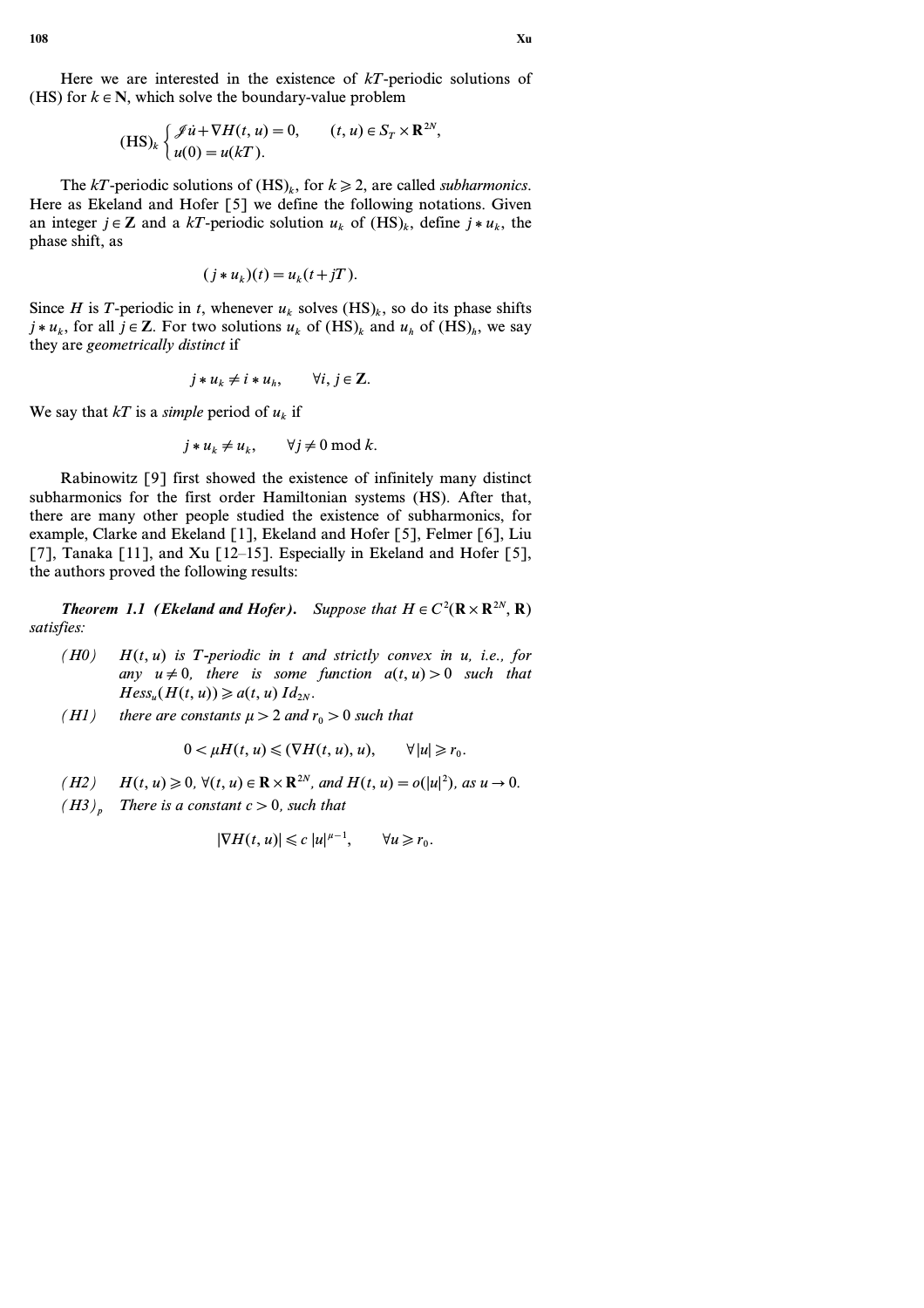Here we are interested in the existence of $kT$-periodic solutions of (HS) for $k \in \mathbf{N}$, which solve the boundary-value problem

$$
(\mathrm{HS})_k \begin{cases} \mathscr{J}\dot{u} + \nabla H(t, u) = 0, & (t, u) \in S_T \times \mathbf{R}^{2N}, \\ u(0) = u(kT). \end{cases}
$$

The $kT$-periodic solutions of $(\mathrm{HS})_k$, for $k \geqslant 2$, are called *subharmonics*. Here as Ekeland and Hofer [5] we define the following notations. Given an integer $j \in \mathbf{Z}$ and a $kT$-periodic solution $u_k$ of $(\mathrm{HS})_k$, define $j * u_k$, the phase shift, as

$$
(j * u_k)(t) = u_k(t + jT).
$$

Since $H$ is $T$-periodic in $t$, whenever $u_k$ solves $(\mathrm{HS})_k$, so do its phase shifts $j * u_k$, for all $j \in \mathbf{Z}$. For two solutions $u_k$ of $(\mathrm{HS})_k$ and $u_h$ of $(\mathrm{HS})_h$, we say they are *geometrically distinct* if

$$
j * u_k \neq i * u_h, \qquad \forall i, j \in \mathbf{Z}.
$$

We say that $kT$ is a *simple* period of $u_k$ if

$$
j * u_k \neq u_k, \qquad \forall j \neq 0 \bmod k.
$$

Rabinowitz [9] first showed the existence of infinitely many distinct subharmonics for the first order Hamiltonian systems (HS). After that, there are many other people studied the existence of subharmonics, for example, Clarke and Ekeland [1], Ekeland and Hofer [5], Felmer [6], Liu [7], Tanaka [11], and Xu [12–15]. Especially in Ekeland and Hofer [5], the authors proved the following results:

***Theorem 1.1 (Ekeland and Hofer).*** *Suppose that $H \in C^2(\mathbf{R} \times \mathbf{R}^{2N}, \mathbf{R})$ satisfies:*

- *(H0)* $H(t, u)$ *is $T$-periodic in $t$ and strictly convex in $u$, i.e., for any $u \neq 0$, there is some function $a(t, u) > 0$ such that $Hess_u(H(t, u)) \geqslant a(t, u)\, Id_{2N}$.*
- *(H1)* *there are constants $\mu > 2$ and $r_0 > 0$ such that*

$$
0 < \mu H(t, u) \leqslant (\nabla H(t, u), u), \qquad \forall |u| \geqslant r_0.
$$

- *(H2)* $H(t, u) \geqslant 0$, $\forall (t, u) \in \mathbf{R} \times \mathbf{R}^{2N}$, *and* $H(t, u) = o(|u|^2)$, *as* $u \to 0$.
- *$(H3)_p$* *There is a constant $c > 0$, such that*

$$
|\nabla H(t, u)| \leqslant c\, |u|^{\mu - 1}, \qquad \forall u \geqslant r_0.
$$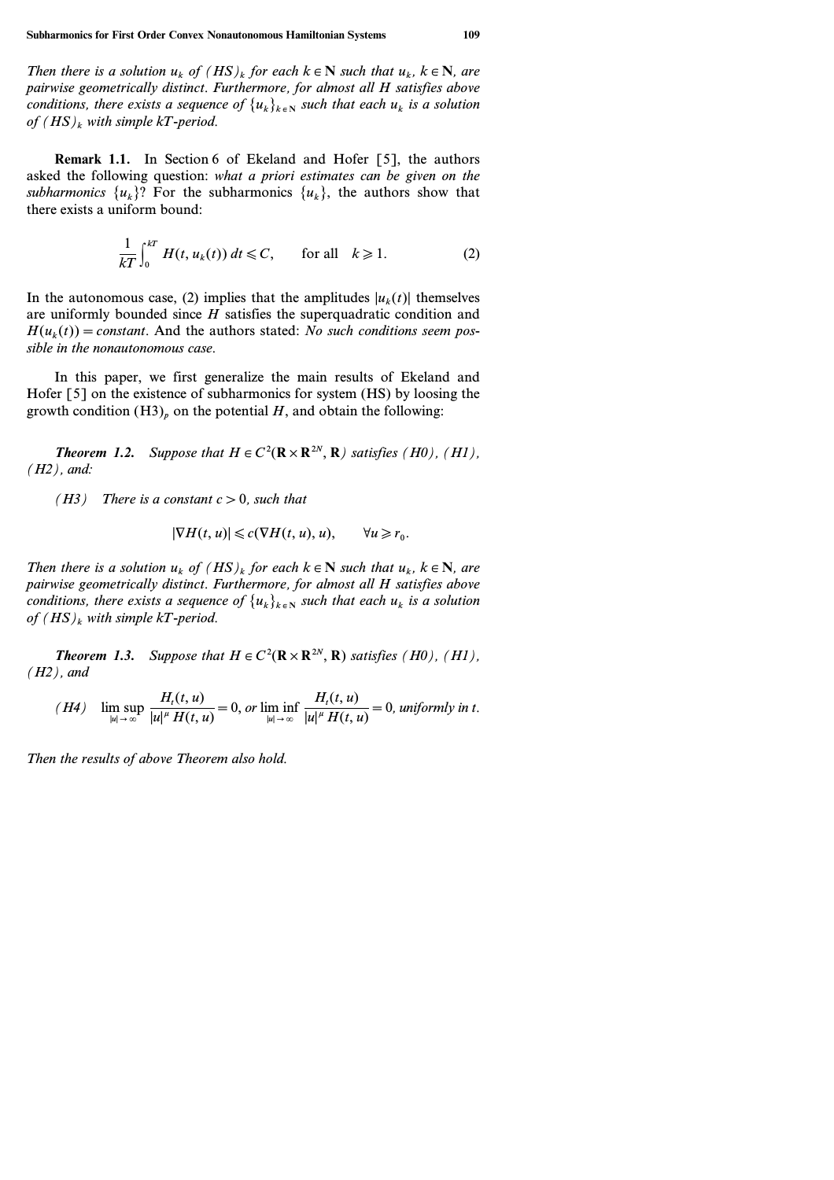*Then there is a solution $u_k$ of $(HS)_k$ for each $k \in \mathbf{N}$ such that $u_k$, $k \in \mathbf{N}$, are pairwise geometrically distinct. Furthermore, for almost all $H$ satisfies above conditions, there exists a sequence of $\{u_k\}_{k \in \mathbf{N}}$ such that each $u_k$ is a solution of $(HS)_k$ with simple $kT$-period.*

**Remark 1.1.** In Section 6 of Ekeland and Hofer [5], the authors asked the following question: *what a priori estimates can be given on the subharmonics $\{u_k\}$?* For the subharmonics $\{u_k\}$, the authors show that there exists a uniform bound:

$$\frac{1}{kT} \int_0^{kT} H(t, u_k(t))\, dt \leqslant C, \qquad \text{for all} \quad k \geqslant 1. \tag{2}$$

In the autonomous case, (2) implies that the amplitudes $|u_k(t)|$ themselves are uniformly bounded since $H$ satisfies the superquadratic condition and $H(u_k(t)) = constant$. And the authors stated: *No such conditions seem possible in the nonautonomous case.*

In this paper, we first generalize the main results of Ekeland and Hofer [5] on the existence of subharmonics for system (HS) by loosing the growth condition $(H3)_p$ on the potential $H$, and obtain the following:

***Theorem 1.2.*** *Suppose that $H \in C^2(\mathbf{R} \times \mathbf{R}^{2N}, \mathbf{R})$ satisfies (H0), (H1), (H2), and:*

*(H3) There is a constant $c > 0$, such that*

$$|\nabla H(t, u)| \leqslant c(\nabla H(t, u), u), \qquad \forall u \geqslant r_0.$$

*Then there is a solution $u_k$ of $(HS)_k$ for each $k \in \mathbf{N}$ such that $u_k$, $k \in \mathbf{N}$, are pairwise geometrically distinct. Furthermore, for almost all $H$ satisfies above conditions, there exists a sequence of $\{u_k\}_{k \in \mathbf{N}}$ such that each $u_k$ is a solution of $(HS)_k$ with simple $kT$-period.*

***Theorem 1.3.*** *Suppose that $H \in C^2(\mathbf{R} \times \mathbf{R}^{2N}, \mathbf{R})$ satisfies (H0), (H1), (H2), and*

*(H4)* $\displaystyle \limsup_{|u| \to \infty} \frac{H_t(t, u)}{|u|^{\mu}\, H(t, u)} = 0$, *or* $\displaystyle \liminf_{|u| \to \infty} \frac{H_t(t, u)}{|u|^{\mu}\, H(t, u)} = 0$, *uniformly in $t$.*

*Then the results of above Theorem also hold.*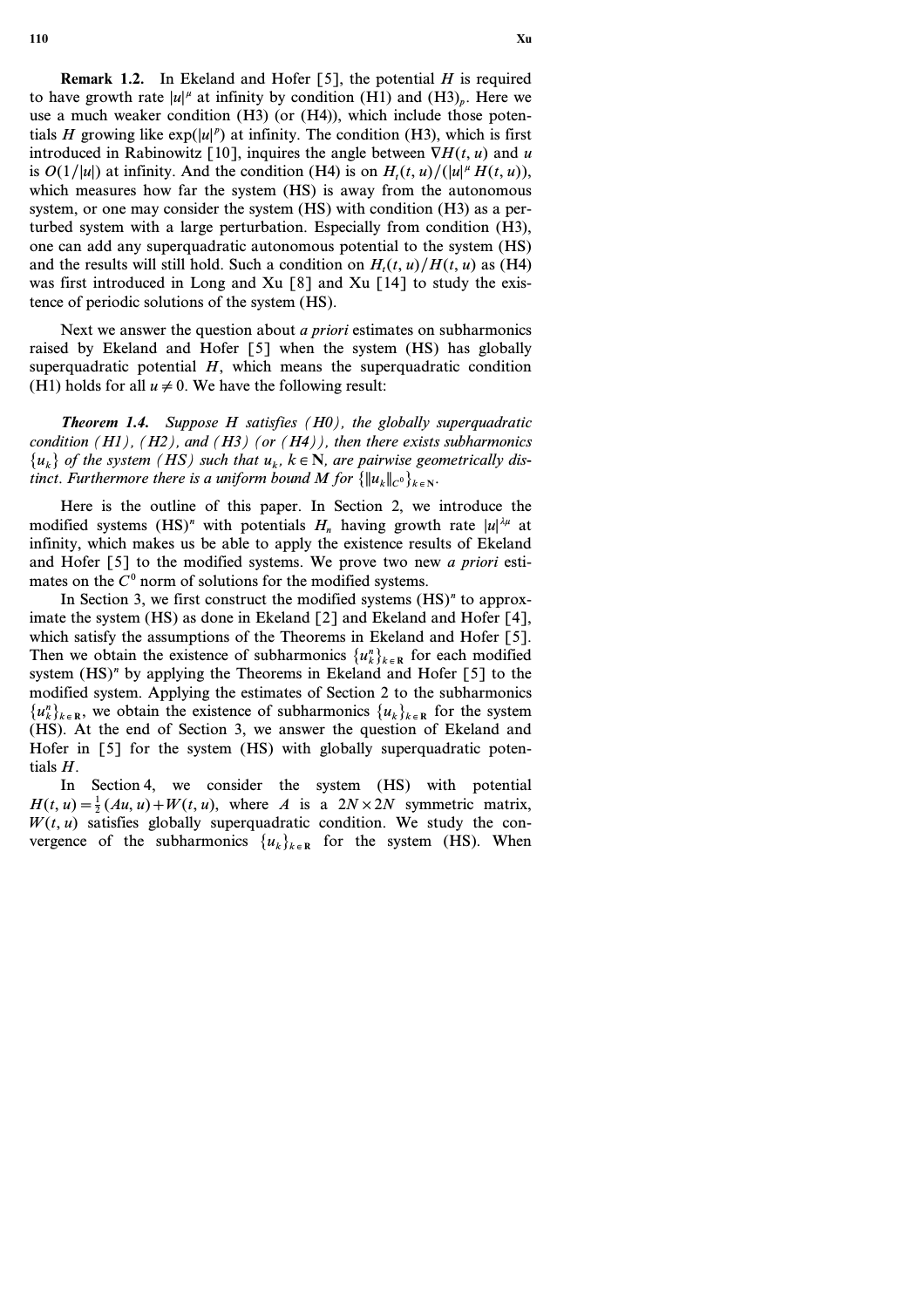**Remark 1.2.** In Ekeland and Hofer [5], the potential $H$ is required to have growth rate $|u|^{\mu}$ at infinity by condition (H1) and $(H3)_p$. Here we use a much weaker condition (H3) (or (H4)), which include those potentials $H$ growing like $\exp(|u|^p)$ at infinity. The condition (H3), which is first introduced in Rabinowitz [10], inquires the angle between $\nabla H(t, u)$ and $u$ is $O(1/|u|)$ at infinity. And the condition (H4) is on $H_t(t, u)/(|u|^{\mu} H(t, u))$, which measures how far the system (HS) is away from the autonomous system, or one may consider the system (HS) with condition (H3) as a perturbed system with a large perturbation. Especially from condition (H3), one can add any superquadratic autonomous potential to the system (HS) and the results will still hold. Such a condition on $H_t(t, u)/H(t, u)$ as (H4) was first introduced in Long and Xu [8] and Xu [14] to study the existence of periodic solutions of the system (HS).

Next we answer the question about *a priori* estimates on subharmonics raised by Ekeland and Hofer [5] when the system (HS) has globally superquadratic potential $H$, which means the superquadratic condition (H1) holds for all $u \neq 0$. We have the following result:

***Theorem 1.4.*** *Suppose $H$ satisfies (H0), the globally superquadratic condition (H1), (H2), and (H3) (or (H4)), then there exists subharmonics $\{u_k\}$ of the system (HS) such that $u_k$, $k \in \mathbf{N}$, are pairwise geometrically distinct. Furthermore there is a uniform bound $M$ for $\{\|u_k\|_{C^0}\}_{k \in \mathbf{N}}$.*

Here is the outline of this paper. In Section 2, we introduce the modified systems $(HS)^n$ with potentials $H_n$ having growth rate $|u|^{\lambda\mu}$ at infinity, which makes us be able to apply the existence results of Ekeland and Hofer [5] to the modified systems. We prove two new *a priori* estimates on the $C^0$ norm of solutions for the modified systems.

In Section 3, we first construct the modified systems $(HS)^n$ to approximate the system (HS) as done in Ekeland [2] and Ekeland and Hofer [4], which satisfy the assumptions of the Theorems in Ekeland and Hofer [5]. Then we obtain the existence of subharmonics $\{u_k^n\}_{k \in \mathbf{R}}$ for each modified system $(HS)^n$ by applying the Theorems in Ekeland and Hofer [5] to the modified system. Applying the estimates of Section 2 to the subharmonics $\{u_k^n\}_{k \in \mathbf{R}}$, we obtain the existence of subharmonics $\{u_k\}_{k \in \mathbf{R}}$ for the system (HS). At the end of Section 3, we answer the question of Ekeland and Hofer in [5] for the system (HS) with globally superquadratic potentials $H$.

In Section 4, we consider the system (HS) with potential $H(t, u) = \frac{1}{2}(Au, u) + W(t, u)$, where $A$ is a $2N \times 2N$ symmetric matrix, $W(t, u)$ satisfies globally superquadratic condition. We study the convergence of the subharmonics $\{u_k\}_{k \in \mathbf{R}}$ for the system (HS). When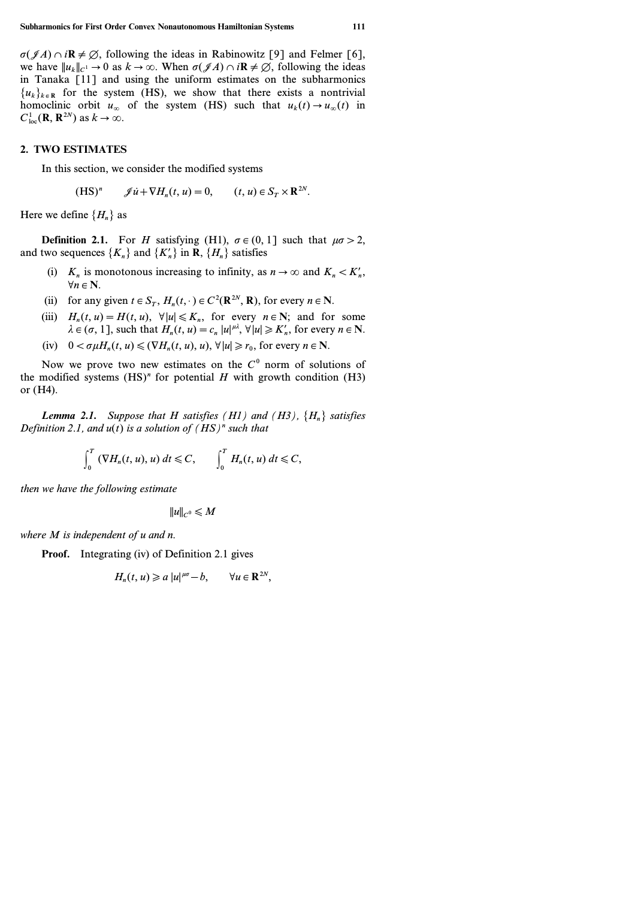$\sigma(\mathcal{J}A) \cap i\mathbf{R} \neq \varnothing$, following the ideas in Rabinowitz [9] and Felmer [6], we have $\|u_k\|_{C^1} \to 0$ as $k \to \infty$. When $\sigma(\mathcal{J}A) \cap i\mathbf{R} \neq \varnothing$, following the ideas in Tanaka [11] and using the uniform estimates on the subharmonics $\{u_k\}_{k \in \mathbf{R}}$ for the system (HS), we show that there exists a nontrivial homoclinic orbit $u_\infty$ of the system (HS) such that $u_k(t) \to u_\infty(t)$ in $C^1_{\mathrm{loc}}(\mathbf{R}, \mathbf{R}^{2N})$ as $k \to \infty$.

## 2. TWO ESTIMATES

In this section, we consider the modified systems

$$(\mathrm{HS})^n \qquad \mathcal{J}\dot{u} + \nabla H_n(t, u) = 0, \qquad (t, u) \in S_T \times \mathbf{R}^{2N}.$$

Here we define $\{H_n\}$ as

**Definition 2.1.** For $H$ satisfying (H1), $\sigma \in (0, 1]$ such that $\mu\sigma > 2$, and two sequences $\{K_n\}$ and $\{K'_n\}$ in $\mathbf{R}$, $\{H_n\}$ satisfies

(i) $K_n$ is monotonous increasing to infinity, as $n \to \infty$ and $K_n < K'_n$, $\forall n \in \mathbf{N}$.

(ii) for any given $t \in S_T$, $H_n(t, \cdot) \in C^2(\mathbf{R}^{2N}, \mathbf{R})$, for every $n \in \mathbf{N}$.

(iii) $H_n(t, u) = H(t, u)$, $\forall |u| \leqslant K_n$, for every $n \in \mathbf{N}$; and for some $\lambda \in (\sigma, 1]$, such that $H_n(t, u) = c_n |u|^{\mu\lambda}$, $\forall |u| \geqslant K'_n$, for every $n \in \mathbf{N}$.

(iv) $0 < \sigma\mu H_n(t, u) \leqslant (\nabla H_n(t, u), u)$, $\forall |u| \geqslant r_0$, for every $n \in \mathbf{N}$.

Now we prove two new estimates on the $C^0$ norm of solutions of the modified systems $(\mathrm{HS})^n$ for potential $H$ with growth condition (H3) or (H4).

***Lemma 2.1.*** *Suppose that $H$ satisfies (H1) and (H3), $\{H_n\}$ satisfies Definition 2.1, and $u(t)$ is a solution of $(HS)^n$ such that*

$$\int_0^T (\nabla H_n(t, u), u)\, dt \leqslant C, \qquad \int_0^T H_n(t, u)\, dt \leqslant C,$$

*then we have the following estimate*

$$\|u\|_{C^0} \leqslant M$$

*where $M$ is independent of $u$ and $n$.*

**Proof.** Integrating (iv) of Definition 2.1 gives

$$H_n(t, u) \geqslant a\, |u|^{\mu\sigma} - b, \qquad \forall u \in \mathbf{R}^{2N},$$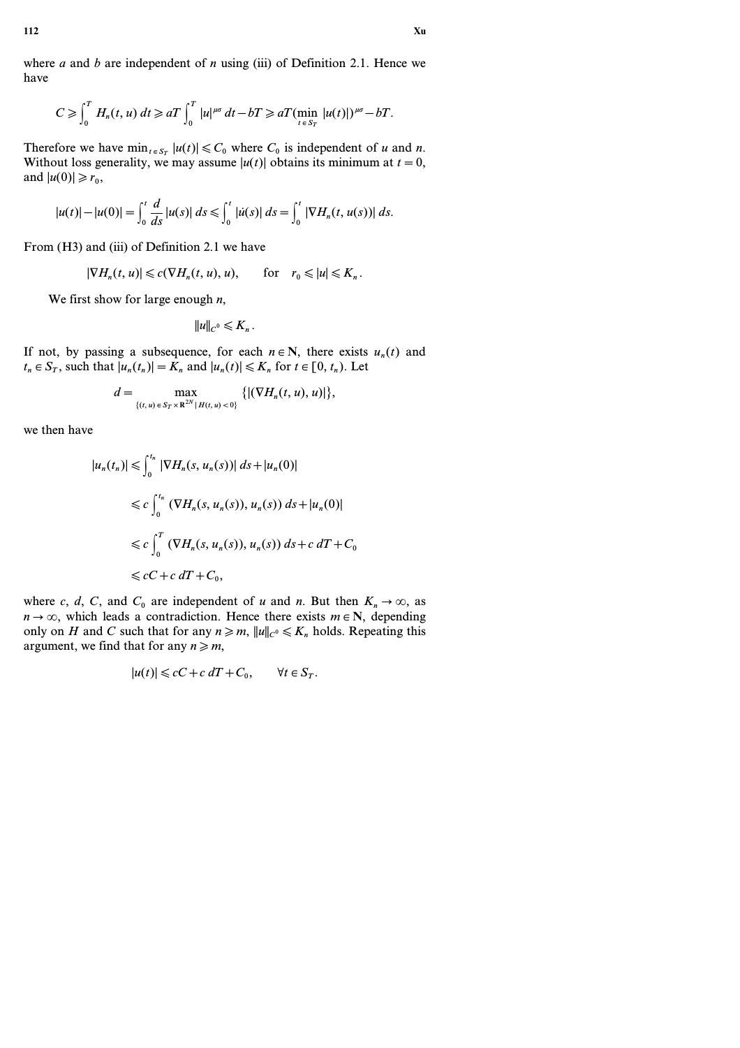where $a$ and $b$ are independent of $n$ using (iii) of Definition 2.1. Hence we have

$$C \geqslant \int_0^T H_n(t, u)\, dt \geqslant aT \int_0^T |u|^{\mu\sigma}\, dt - bT \geqslant aT(\min_{t \in S_T} |u(t)|)^{\mu\sigma} - bT.$$

Therefore we have $\min_{t \in S_T} |u(t)| \leqslant C_0$ where $C_0$ is independent of $u$ and $n$. Without loss generality, we may assume $|u(t)|$ obtains its minimum at $t = 0$, and $|u(0)| \geqslant r_0$,

$$|u(t)| - |u(0)| = \int_0^t \frac{d}{ds} |u(s)|\, ds \leqslant \int_0^t |\dot{u}(s)|\, ds = \int_0^t |\nabla H_n(t, u(s))|\, ds.$$

From (H3) and (iii) of Definition 2.1 we have

$$|\nabla H_n(t, u)| \leqslant c(\nabla H_n(t, u), u), \qquad \text{for} \quad r_0 \leqslant |u| \leqslant K_n.$$

We first show for large enough $n$,

$$\|u\|_{C^0} \leqslant K_n.$$

If not, by passing a subsequence, for each $n \in \mathbf{N}$, there exists $u_n(t)$ and $t_n \in S_T$, such that $|u_n(t_n)| = K_n$ and $|u_n(t)| \leqslant K_n$ for $t \in [0, t_n)$. Let

$$d = \max_{\{(t, u) \in S_T \times \mathbf{R}^{2N} \mid H(t, u) < 0\}} \{|(\nabla H_n(t, u), u)|\},$$

we then have

$$\begin{aligned}
|u_n(t_n)| &\leqslant \int_0^{t_n} |\nabla H_n(s, u_n(s))|\, ds + |u_n(0)| \\
&\leqslant c \int_0^{t_n} (\nabla H_n(s, u_n(s)), u_n(s))\, ds + |u_n(0)| \\
&\leqslant c \int_0^T (\nabla H_n(s, u_n(s)), u_n(s))\, ds + c\, dT + C_0 \\
&\leqslant cC + c\, dT + C_0,
\end{aligned}$$

where $c$, $d$, $C$, and $C_0$ are independent of $u$ and $n$. But then $K_n \to \infty$, as $n \to \infty$, which leads a contradiction. Hence there exists $m \in \mathbf{N}$, depending only on $H$ and $C$ such that for any $n \geqslant m$, $\|u\|_{C^0} \leqslant K_n$ holds. Repeating this argument, we find that for any $n \geqslant m$,

$$|u(t)| \leqslant cC + c\, dT + C_0, \qquad \forall t \in S_T.$$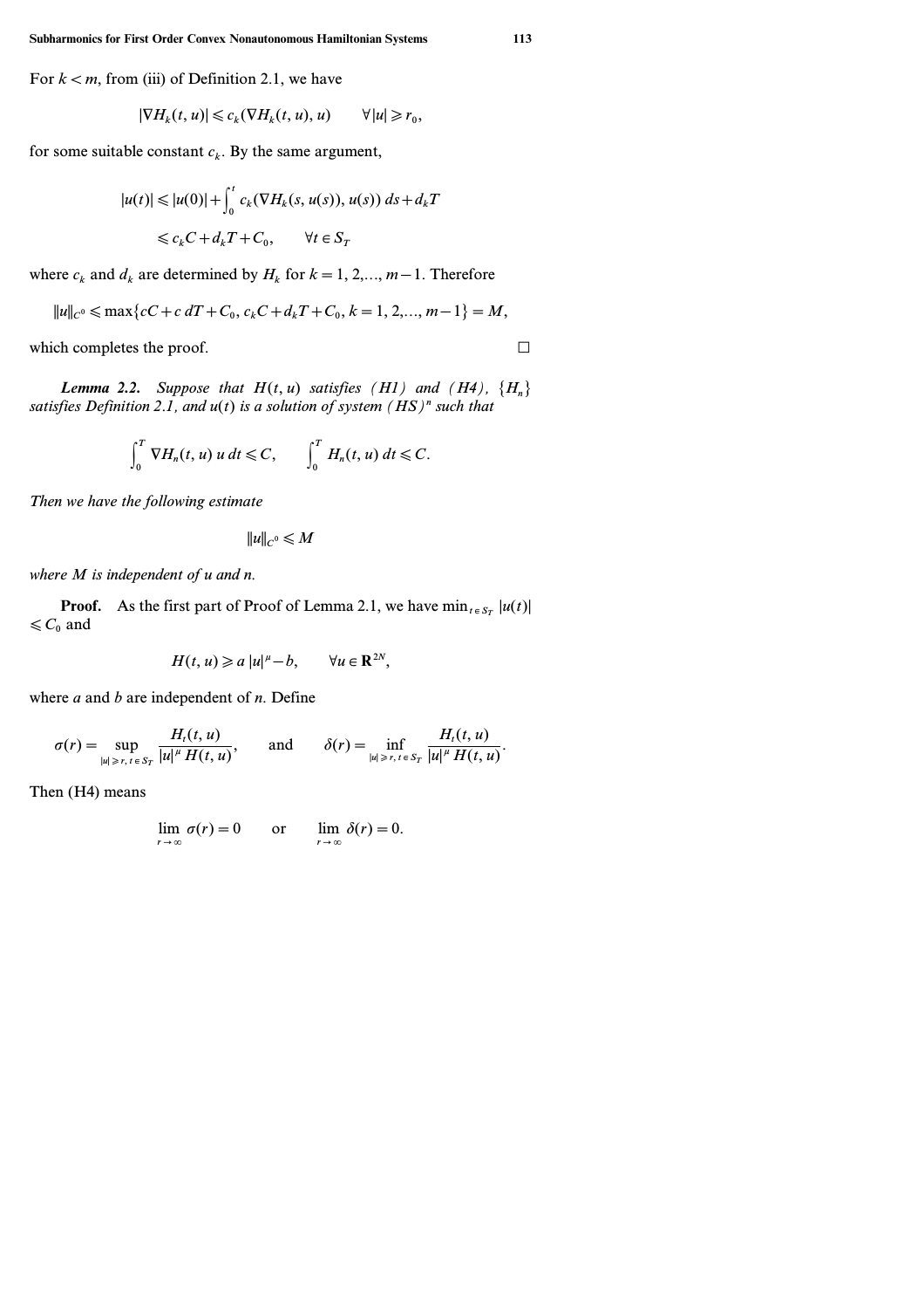For $k < m$, from (iii) of Definition 2.1, we have

$$|\nabla H_k(t,u)| \leqslant c_k (\nabla H_k(t,u), u) \qquad \forall |u| \geqslant r_0,$$

for some suitable constant $c_k$. By the same argument,

$$\begin{aligned} |u(t)| &\leqslant |u(0)| + \int_0^t c_k (\nabla H_k(s, u(s)), u(s))\, ds + d_k T \\ &\leqslant c_k C + d_k T + C_0, \qquad \forall t \in S_T \end{aligned}$$

where $c_k$ and $d_k$ are determined by $H_k$ for $k = 1, 2, \ldots, m-1$. Therefore

$$\|u\|_{C^0} \leqslant \max\{cC + c\,dT + C_0,\ c_k C + d_k T + C_0,\ k = 1, 2, \ldots, m-1\} = M,$$

which completes the proof. $\square$

***Lemma 2.2.*** *Suppose that $H(t,u)$ satisfies (H1) and (H4), $\{H_n\}$ satisfies Definition 2.1, and $u(t)$ is a solution of system $(HS)^n$ such that*

$$\int_0^T \nabla H_n(t,u)\, u\, dt \leqslant C, \qquad \int_0^T H_n(t,u)\, dt \leqslant C.$$

*Then we have the following estimate*

$$\|u\|_{C^0} \leqslant M$$

*where $M$ is independent of $u$ and $n$.*

**Proof.** As the first part of Proof of Lemma 2.1, we have $\min_{t \in S_T} |u(t)| \leqslant C_0$ and

$$H(t,u) \geqslant a\,|u|^{\mu} - b, \qquad \forall u \in \mathbf{R}^{2N},$$

where $a$ and $b$ are independent of $n$. Define

$$\sigma(r) = \sup_{|u| \geqslant r,\, t \in S_T} \frac{H_t(t,u)}{|u|^{\mu}\, H(t,u)}, \qquad \text{and} \qquad \delta(r) = \inf_{|u| \geqslant r,\, t \in S_T} \frac{H_t(t,u)}{|u|^{\mu}\, H(t,u)}.$$

Then (H4) means

$$\lim_{r \to \infty} \sigma(r) = 0 \qquad \text{or} \qquad \lim_{r \to \infty} \delta(r) = 0.$$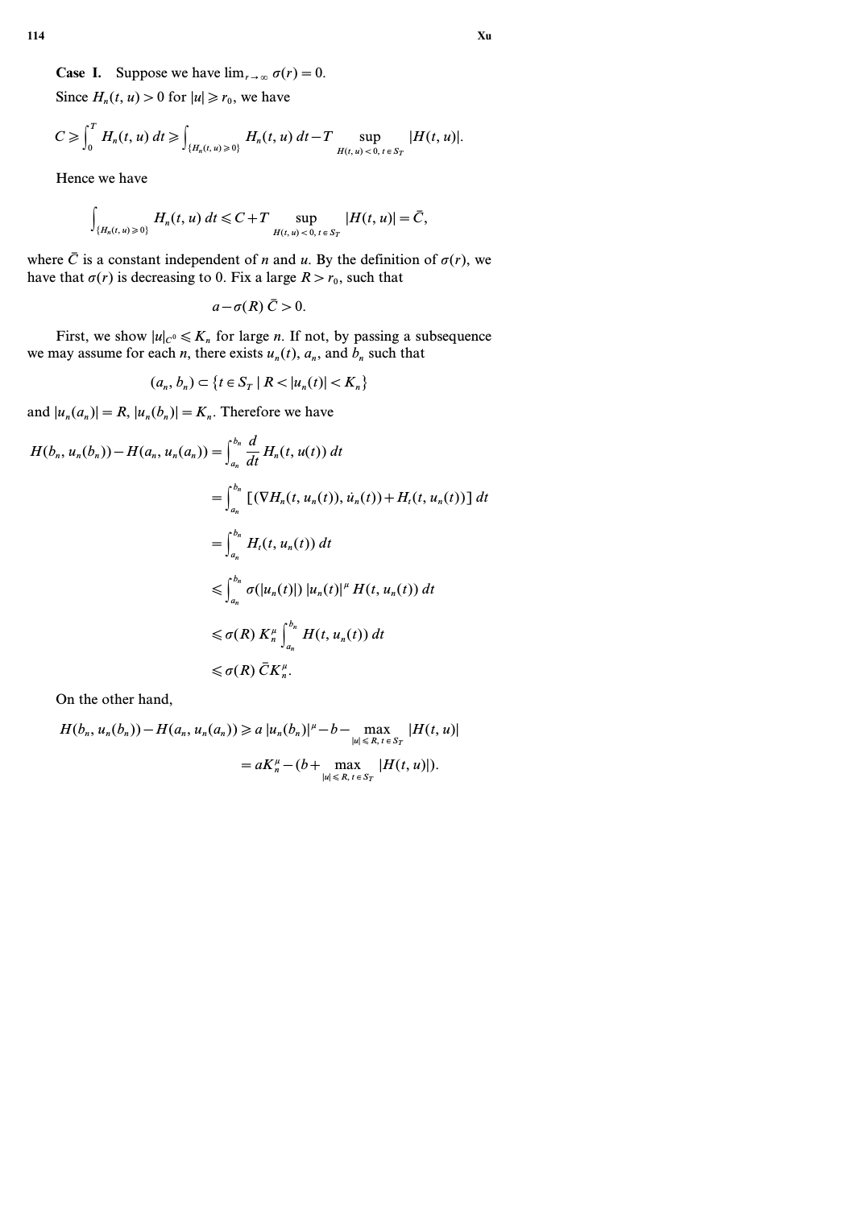**Case I.** Suppose we have $\lim_{r \to \infty} \sigma(r) = 0$.

Since $H_n(t, u) > 0$ for $|u| \geqslant r_0$, we have

$$C \geqslant \int_0^T H_n(t, u)\, dt \geqslant \int_{\{H_n(t, u) \geqslant 0\}} H_n(t, u)\, dt - T \sup_{H(t, u) < 0,\, t \in S_T} |H(t, u)|.$$

Hence we have

$$\int_{\{H_n(t, u) \geqslant 0\}} H_n(t, u)\, dt \leqslant C + T \sup_{H(t, u) < 0,\, t \in S_T} |H(t, u)| = \bar{C},$$

where $\bar{C}$ is a constant independent of $n$ and $u$. By the definition of $\sigma(r)$, we have that $\sigma(r)$ is decreasing to 0. Fix a large $R > r_0$, such that

$$a - \sigma(R)\, \bar{C} > 0.$$

First, we show $|u|_{C^0} \leqslant K_n$ for large $n$. If not, by passing a subsequence we may assume for each $n$, there exists $u_n(t)$, $a_n$, and $b_n$ such that

$$(a_n, b_n) \subset \{t \in S_T \mid R < |u_n(t)| < K_n\}$$

and $|u_n(a_n)| = R$, $|u_n(b_n)| = K_n$. Therefore we have

$$\begin{aligned}
H(b_n, u_n(b_n)) - H(a_n, u_n(a_n)) &= \int_{a_n}^{b_n} \frac{d}{dt} H_n(t, u(t))\, dt \\
&= \int_{a_n}^{b_n} [(\nabla H_n(t, u_n(t)), \dot{u}_n(t)) + H_t(t, u_n(t))]\, dt \\
&= \int_{a_n}^{b_n} H_t(t, u_n(t))\, dt \\
&\leqslant \int_{a_n}^{b_n} \sigma(|u_n(t)|)\, |u_n(t)|^{\mu}\, H(t, u_n(t))\, dt \\
&\leqslant \sigma(R)\, K_n^{\mu} \int_{a_n}^{b_n} H(t, u_n(t))\, dt \\
&\leqslant \sigma(R)\, \bar{C} K_n^{\mu}.
\end{aligned}$$

On the other hand,

$$\begin{aligned}
H(b_n, u_n(b_n)) - H(a_n, u_n(a_n)) &\geqslant a\, |u_n(b_n)|^{\mu} - b - \max_{|u| \leqslant R,\, t \in S_T} |H(t, u)| \\
&= a K_n^{\mu} - (b + \max_{|u| \leqslant R,\, t \in S_T} |H(t, u)|).
\end{aligned}$$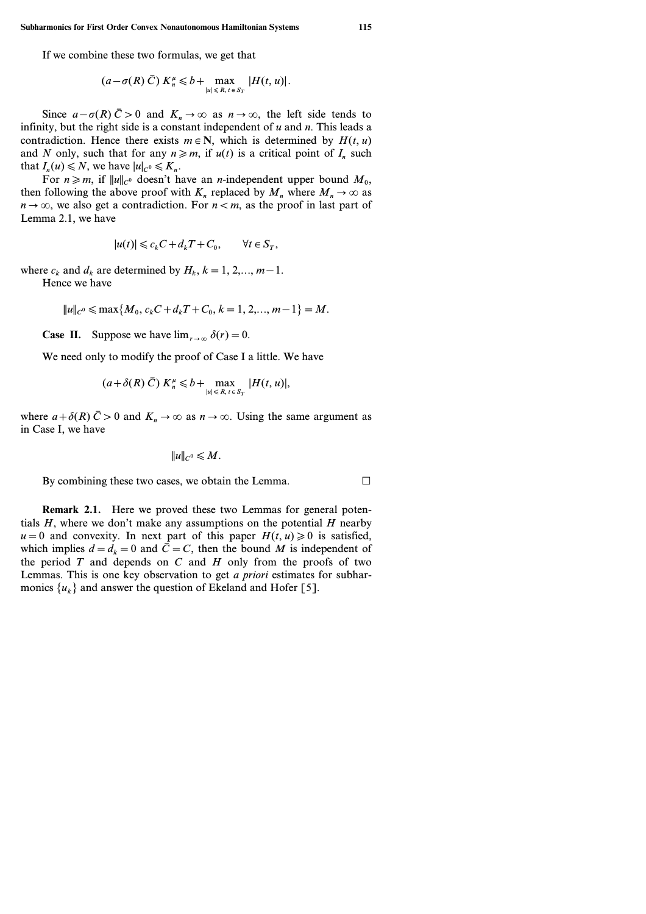If we combine these two formulas, we get that

$$(a-\sigma(R)\,\bar{C})\,K_n^\mu \leqslant b+\max_{|u|\leqslant R,\,t\in S_T}|H(t,u)|.$$

Since $a-\sigma(R)\,\bar{C}>0$ and $K_n\to\infty$ as $n\to\infty$, the left side tends to infinity, but the right side is a constant independent of $u$ and $n$. This leads a contradiction. Hence there exists $m\in\mathbf{N}$, which is determined by $H(t,u)$ and $N$ only, such that for any $n\geqslant m$, if $u(t)$ is a critical point of $I_n$ such that $I_n(u)\leqslant N$, we have $|u|_{C^0}\leqslant K_n$.

For $n\geqslant m$, if $\|u\|_{C^0}$ doesn't have an $n$-independent upper bound $M_0$, then following the above proof with $K_n$ replaced by $M_n$ where $M_n\to\infty$ as $n\to\infty$, we also get a contradiction. For $n<m$, as the proof in last part of Lemma 2.1, we have

$$|u(t)|\leqslant c_k C+d_k T+C_0,\qquad \forall t\in S_T,$$

where $c_k$ and $d_k$ are determined by $H_k$, $k=1,2,\ldots,m-1$.

Hence we have

$$\|u\|_{C^0}\leqslant \max\{M_0,\, c_k C+d_k T+C_0,\, k=1,2,\ldots,m-1\}=M.$$

**Case II.** Suppose we have $\lim_{r\to\infty}\delta(r)=0$.

We need only to modify the proof of Case I a little. We have

$$(a+\delta(R)\,\bar{C})\,K_n^\mu \leqslant b+\max_{|u|\leqslant R,\,t\in S_T}|H(t,u)|,$$

where $a+\delta(R)\,\bar{C}>0$ and $K_n\to\infty$ as $n\to\infty$. Using the same argument as in Case I, we have

$$\|u\|_{C^0}\leqslant M.$$

By combining these two cases, we obtain the Lemma. □

**Remark 2.1.** Here we proved these two Lemmas for general potentials $H$, where we don't make any assumptions on the potential $H$ nearby $u=0$ and convexity. In next part of this paper $H(t,u)\geqslant 0$ is satisfied, which implies $d=d_k=0$ and $\bar{C}=C$, then the bound $M$ is independent of the period $T$ and depends on $C$ and $H$ only from the proofs of two Lemmas. This is one key observation to get *a priori* estimates for subharmonics $\{u_k\}$ and answer the question of Ekeland and Hofer [5].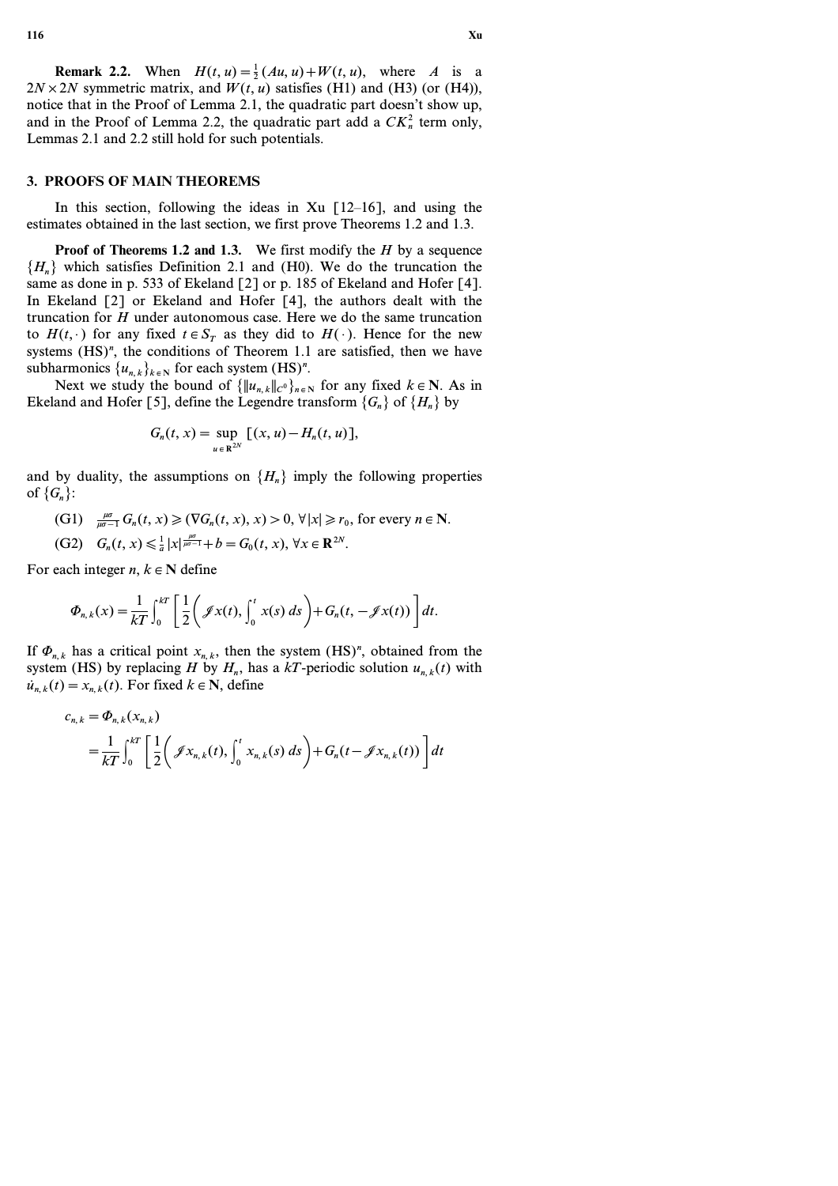**Remark 2.2.** When $H(t, u) = \frac{1}{2}(Au, u) + W(t, u)$, where $A$ is a $2N \times 2N$ symmetric matrix, and $W(t, u)$ satisfies (H1) and (H3) (or (H4)), notice that in the Proof of Lemma 2.1, the quadratic part doesn't show up, and in the Proof of Lemma 2.2, the quadratic part add a $CK_n^2$ term only, Lemmas 2.1 and 2.2 still hold for such potentials.

## 3. PROOFS OF MAIN THEOREMS

In this section, following the ideas in Xu [12–16], and using the estimates obtained in the last section, we first prove Theorems 1.2 and 1.3.

**Proof of Theorems 1.2 and 1.3.** We first modify the $H$ by a sequence $\{H_n\}$ which satisfies Definition 2.1 and (H0). We do the truncation the same as done in p. 533 of Ekeland [2] or p. 185 of Ekeland and Hofer [4]. In Ekeland [2] or Ekeland and Hofer [4], the authors dealt with the truncation for $H$ under autonomous case. Here we do the same truncation to $H(t, \cdot)$ for any fixed $t \in S_T$ as they did to $H(\cdot)$. Hence for the new systems $(\mathrm{HS})^n$, the conditions of Theorem 1.1 are satisfied, then we have subharmonics $\{u_{n,k}\}_{k \in \mathbf{N}}$ for each system $(\mathrm{HS})^n$.

Next we study the bound of $\{\|u_{n,k}\|_{C^0}\}_{n \in \mathbf{N}}$ for any fixed $k \in \mathbf{N}$. As in Ekeland and Hofer [5], define the Legendre transform $\{G_n\}$ of $\{H_n\}$ by

$$G_n(t, x) = \sup_{u \in \mathbf{R}^{2N}} [(x, u) - H_n(t, u)],$$

and by duality, the assumptions on $\{H_n\}$ imply the following properties of $\{G_n\}$:

(G1) $\frac{\mu\sigma}{\mu\sigma - 1} G_n(t, x) \geqslant (\nabla G_n(t, x), x) > 0$, $\forall |x| \geqslant r_0$, for every $n \in \mathbf{N}$.

(G2) $G_n(t, x) \leqslant \frac{1}{a} |x|^{\frac{\mu\sigma}{\mu\sigma - 1}} + b = G_0(t, x)$, $\forall x \in \mathbf{R}^{2N}$.

For each integer $n, k \in \mathbf{N}$ define

$$\Phi_{n,k}(x) = \frac{1}{kT} \int_0^{kT} \left[ \frac{1}{2} \left( \mathcal{J} x(t), \int_0^t x(s)\, ds \right) + G_n(t, -\mathcal{J} x(t)) \right] dt.$$

If $\Phi_{n,k}$ has a critical point $x_{n,k}$, then the system $(\mathrm{HS})^n$, obtained from the system (HS) by replacing $H$ by $H_n$, has a $kT$-periodic solution $u_{n,k}(t)$ with $\dot{u}_{n,k}(t) = x_{n,k}(t)$. For fixed $k \in \mathbf{N}$, define

$$\begin{aligned} c_{n,k} &= \Phi_{n,k}(x_{n,k}) \\ &= \frac{1}{kT} \int_0^{kT} \left[ \frac{1}{2} \left( \mathcal{J} x_{n,k}(t), \int_0^t x_{n,k}(s)\, ds \right) + G_n(t - \mathcal{J} x_{n,k}(t)) \right] dt \end{aligned}$$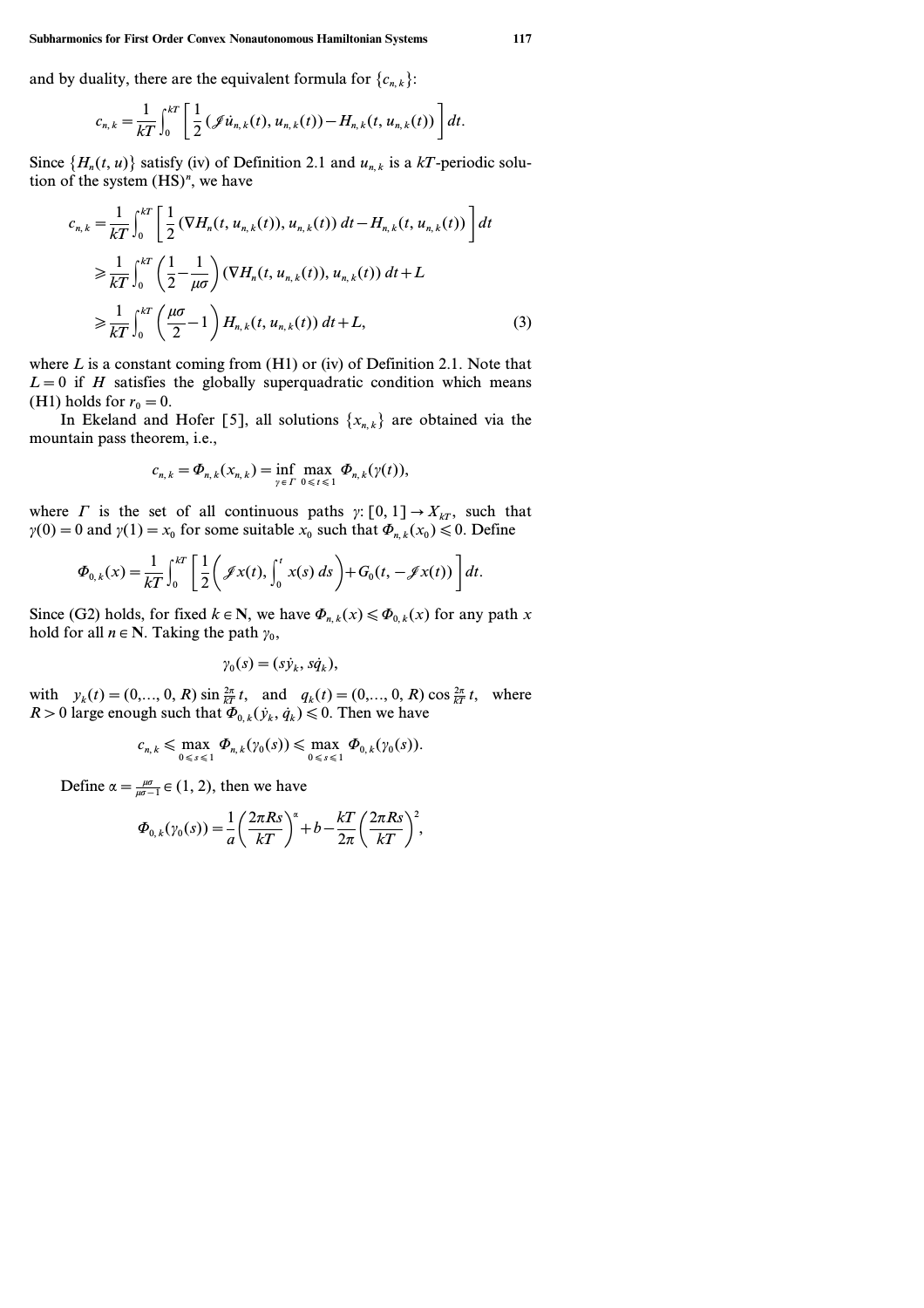and by duality, there are the equivalent formula for $\{c_{n,k}\}$:

$$c_{n,k} = \frac{1}{kT} \int_0^{kT} \left[ \frac{1}{2} (\mathcal{J} \dot{u}_{n,k}(t), u_{n,k}(t)) - H_{n,k}(t, u_{n,k}(t)) \right] dt.$$

Since $\{H_n(t, u)\}$ satisfy (iv) of Definition 2.1 and $u_{n,k}$ is a $kT$-periodic solution of the system $(\mathrm{HS})^n$, we have

$$\begin{aligned}
c_{n,k} &= \frac{1}{kT} \int_0^{kT} \left[ \frac{1}{2} (\nabla H_n(t, u_{n,k}(t)), u_{n,k}(t))\, dt - H_{n,k}(t, u_{n,k}(t)) \right] dt \\
&\geqslant \frac{1}{kT} \int_0^{kT} \left( \frac{1}{2} - \frac{1}{\mu\sigma} \right) (\nabla H_n(t, u_{n,k}(t)), u_{n,k}(t))\, dt + L \\
&\geqslant \frac{1}{kT} \int_0^{kT} \left( \frac{\mu\sigma}{2} - 1 \right) H_{n,k}(t, u_{n,k}(t))\, dt + L,
\end{aligned} \tag{3}$$

where $L$ is a constant coming from (H1) or (iv) of Definition 2.1. Note that $L = 0$ if $H$ satisfies the globally superquadratic condition which means (H1) holds for $r_0 = 0$.

In Ekeland and Hofer [5], all solutions $\{x_{n,k}\}$ are obtained via the mountain pass theorem, i.e.,

$$c_{n,k} = \Phi_{n,k}(x_{n,k}) = \inf_{\gamma \in \Gamma} \max_{0 \leqslant t \leqslant 1} \Phi_{n,k}(\gamma(t)),$$

where $\Gamma$ is the set of all continuous paths $\gamma \colon [0, 1] \to X_{kT}$, such that $\gamma(0) = 0$ and $\gamma(1) = x_0$ for some suitable $x_0$ such that $\Phi_{n,k}(x_0) \leqslant 0$. Define

$$\Phi_{0,k}(x) = \frac{1}{kT} \int_0^{kT} \left[ \frac{1}{2} \left( \mathcal{J} x(t), \int_0^t x(s)\, ds \right) + G_0(t, -\mathcal{J} x(t)) \right] dt.$$

Since (G2) holds, for fixed $k \in \mathbf{N}$, we have $\Phi_{n,k}(x) \leqslant \Phi_{0,k}(x)$ for any path $x$ hold for all $n \in \mathbf{N}$. Taking the path $\gamma_0$,

$$\gamma_0(s) = (s\dot{y}_k, s\dot{q}_k),$$

with $y_k(t) = (0, \ldots, 0, R) \sin \frac{2\pi}{kT} t$, and $q_k(t) = (0, \ldots, 0, R) \cos \frac{2\pi}{kT} t$, where $R > 0$ large enough such that $\Phi_{0,k}(\dot{y}_k, \dot{q}_k) \leqslant 0$. Then we have

$$c_{n,k} \leqslant \max_{0 \leqslant s \leqslant 1} \Phi_{n,k}(\gamma_0(s)) \leqslant \max_{0 \leqslant s \leqslant 1} \Phi_{0,k}(\gamma_0(s)).$$

Define $\alpha = \frac{\mu\sigma}{\mu\sigma - 1} \in (1, 2)$, then we have

$$\Phi_{0,k}(\gamma_0(s)) = \frac{1}{a} \left( \frac{2\pi R s}{kT} \right)^{\alpha} + b - \frac{kT}{2\pi} \left( \frac{2\pi R s}{kT} \right)^2,$$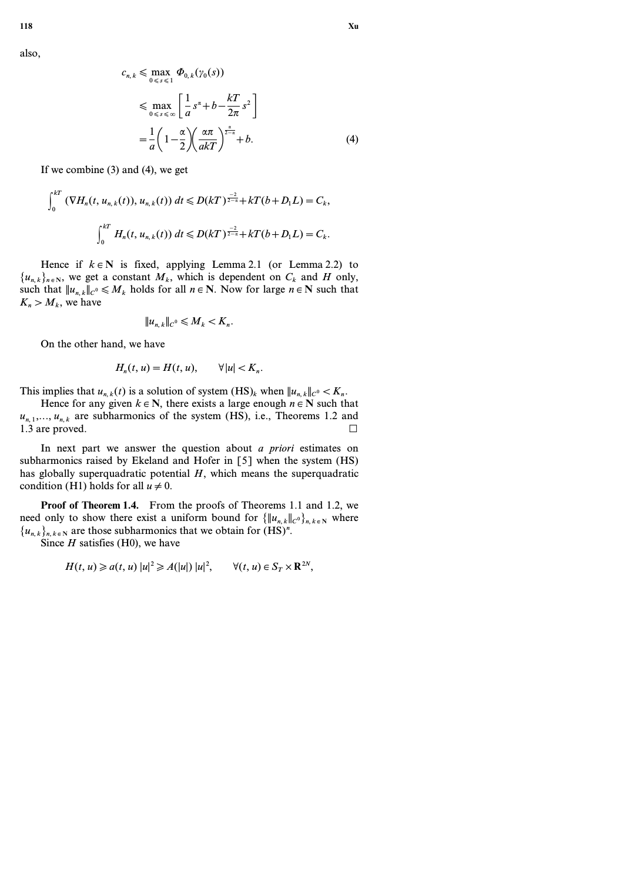also,

$$
\begin{aligned}
c_{n,k} &\leqslant \max_{0 \leqslant s \leqslant 1} \Phi_{0,k}(\gamma_0(s)) \\
&\leqslant \max_{0 \leqslant s \leqslant \infty} \left[ \frac{1}{a} s^{\alpha} + b - \frac{kT}{2\pi} s^2 \right] \\
&= \frac{1}{a} \left( 1 - \frac{\alpha}{2} \right) \left( \frac{\alpha \pi}{akT} \right)^{\frac{\alpha}{2-\alpha}} + b.
\end{aligned} \tag{4}
$$

If we combine (3) and (4), we get

$$
\int_0^{kT} (\nabla H_n(t, u_{n,k}(t)), u_{n,k}(t))\, dt \leqslant D(kT)^{\frac{-2}{2-\alpha}} + kT(b + D_1 L) = C_k,
$$

$$
\int_0^{kT} H_n(t, u_{n,k}(t))\, dt \leqslant D(kT)^{\frac{-2}{2-\alpha}} + kT(b + D_1 L) = C_k.
$$

Hence if $k \in \mathbf{N}$ is fixed, applying Lemma 2.1 (or Lemma 2.2) to $\{u_{n,k}\}_{n \in \mathbf{N}}$, we get a constant $M_k$, which is dependent on $C_k$ and $H$ only, such that $\|u_{n,k}\|_{C^0} \leqslant M_k$ holds for all $n \in \mathbf{N}$. Now for large $n \in \mathbf{N}$ such that $K_n > M_k$, we have

$$
\|u_{n,k}\|_{C^0} \leqslant M_k < K_n.
$$

On the other hand, we have

$$
H_n(t, u) = H(t, u), \qquad \forall |u| < K_n.
$$

This implies that $u_{n,k}(t)$ is a solution of system $(\mathrm{HS})_k$ when $\|u_{n,k}\|_{C^0} < K_n$.

Hence for any given $k \in \mathbf{N}$, there exists a large enough $n \in \mathbf{N}$ such that $u_{n,1}, \ldots, u_{n,k}$ are subharmonics of the system (HS), i.e., Theorems 1.2 and 1.3 are proved. □

In next part we answer the question about *a priori* estimates on subharmonics raised by Ekeland and Hofer in [5] when the system (HS) has globally superquadratic potential $H$, which means the superquadratic condition (H1) holds for all $u \neq 0$.

**Proof of Theorem 1.4.** From the proofs of Theorems 1.1 and 1.2, we need only to show there exist a uniform bound for $\{\|u_{n,k}\|_{C^0}\}_{n,k \in \mathbf{N}}$ where $\{u_{n,k}\}_{n,k \in \mathbf{N}}$ are those subharmonics that we obtain for $(\mathrm{HS})^n$.

Since $H$ satisfies (H0), we have

$$
H(t, u) \geqslant a(t, u)\, |u|^2 \geqslant A(|u|)\, |u|^2, \qquad \forall (t, u) \in S_T \times \mathbf{R}^{2N},
$$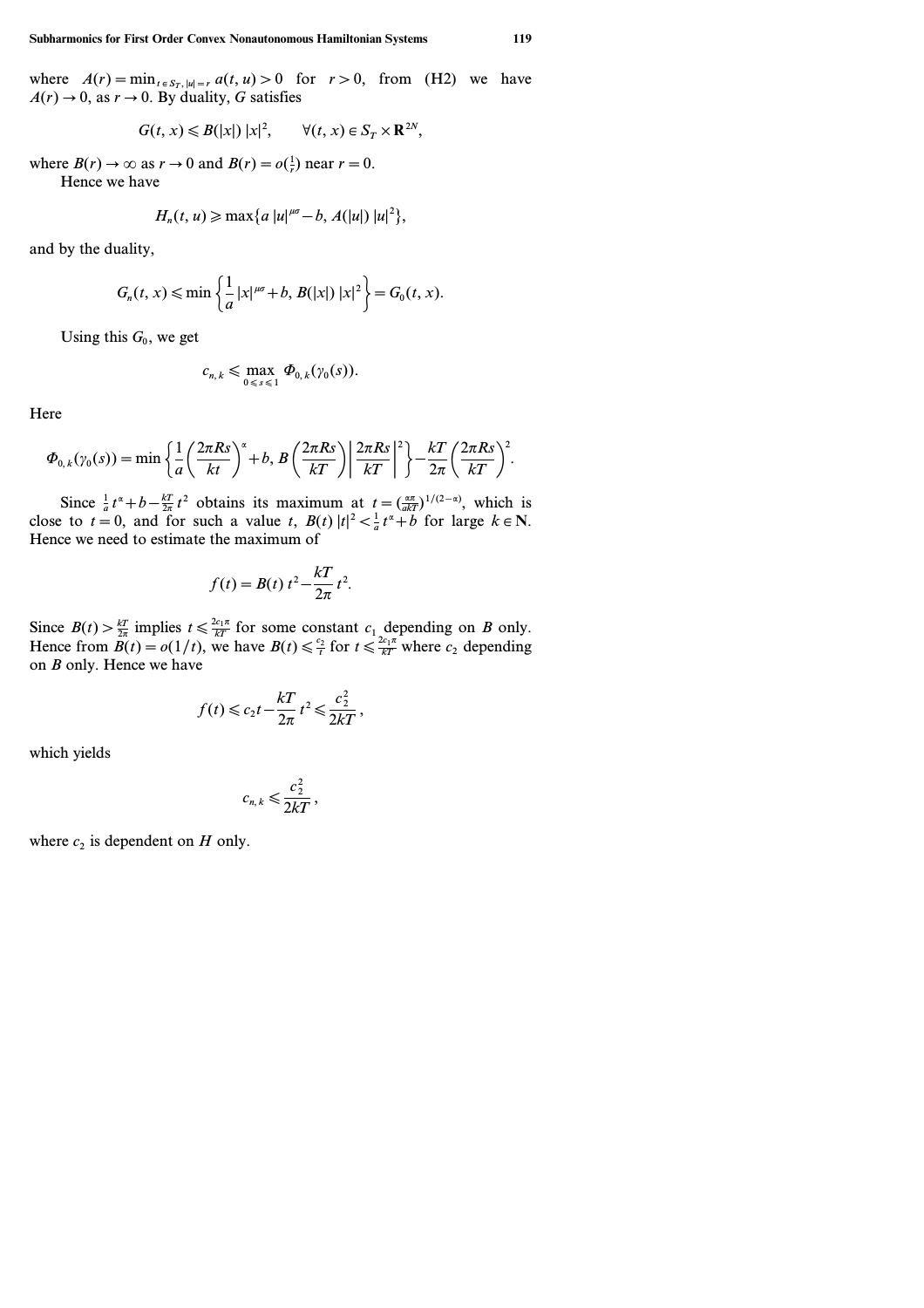where $A(r) = \min_{t \in S_T, |u| = r} a(t, u) > 0$ for $r > 0$, from (H2) we have $A(r) \to 0$, as $r \to 0$. By duality, $G$ satisfies

$$G(t, x) \leqslant B(|x|)\,|x|^2, \qquad \forall (t, x) \in S_T \times \mathbf{R}^{2N},$$

where $B(r) \to \infty$ as $r \to 0$ and $B(r) = o(\frac{1}{r})$ near $r = 0$.

Hence we have

$$H_n(t, u) \geqslant \max\{a\,|u|^{\mu\sigma} - b,\, A(|u|)\,|u|^2\},$$

and by the duality,

$$G_n(t, x) \leqslant \min\left\{\frac{1}{a}\,|x|^{\mu\sigma} + b,\, B(|x|)\,|x|^2\right\} = G_0(t, x).$$

Using this $G_0$, we get

$$c_{n,k} \leqslant \max_{0 \leqslant s \leqslant 1} \Phi_{0,k}(\gamma_0(s)).$$

Here

$$\Phi_{0,k}(\gamma_0(s)) = \min\left\{\frac{1}{a}\left(\frac{2\pi Rs}{kt}\right)^{\alpha} + b,\, B\left(\frac{2\pi Rs}{kT}\right)\left|\frac{2\pi Rs}{kT}\right|^2\right\} - \frac{kT}{2\pi}\left(\frac{2\pi Rs}{kT}\right)^2.$$

Since $\frac{1}{a}t^{\alpha} + b - \frac{kT}{2\pi}t^2$ obtains its maximum at $t = (\frac{\alpha\pi}{akT})^{1/(2-\alpha)}$, which is close to $t = 0$, and for such a value $t$, $B(t)\,|t|^2 < \frac{1}{a}t^{\alpha} + b$ for large $k \in \mathbf{N}$. Hence we need to estimate the maximum of

$$f(t) = B(t)\,t^2 - \frac{kT}{2\pi}\,t^2.$$

Since $B(t) > \frac{kT}{2\pi}$ implies $t \leqslant \frac{2c_1\pi}{kT}$ for some constant $c_1$ depending on $B$ only. Hence from $B(t) = o(1/t)$, we have $B(t) \leqslant \frac{c_2}{t}$ for $t \leqslant \frac{2c_1\pi}{kT}$ where $c_2$ depending on $B$ only. Hence we have

$$f(t) \leqslant c_2 t - \frac{kT}{2\pi}\,t^2 \leqslant \frac{c_2^2}{2kT},$$

which yields

$$c_{n,k} \leqslant \frac{c_2^2}{2kT},$$

where $c_2$ is dependent on $H$ only.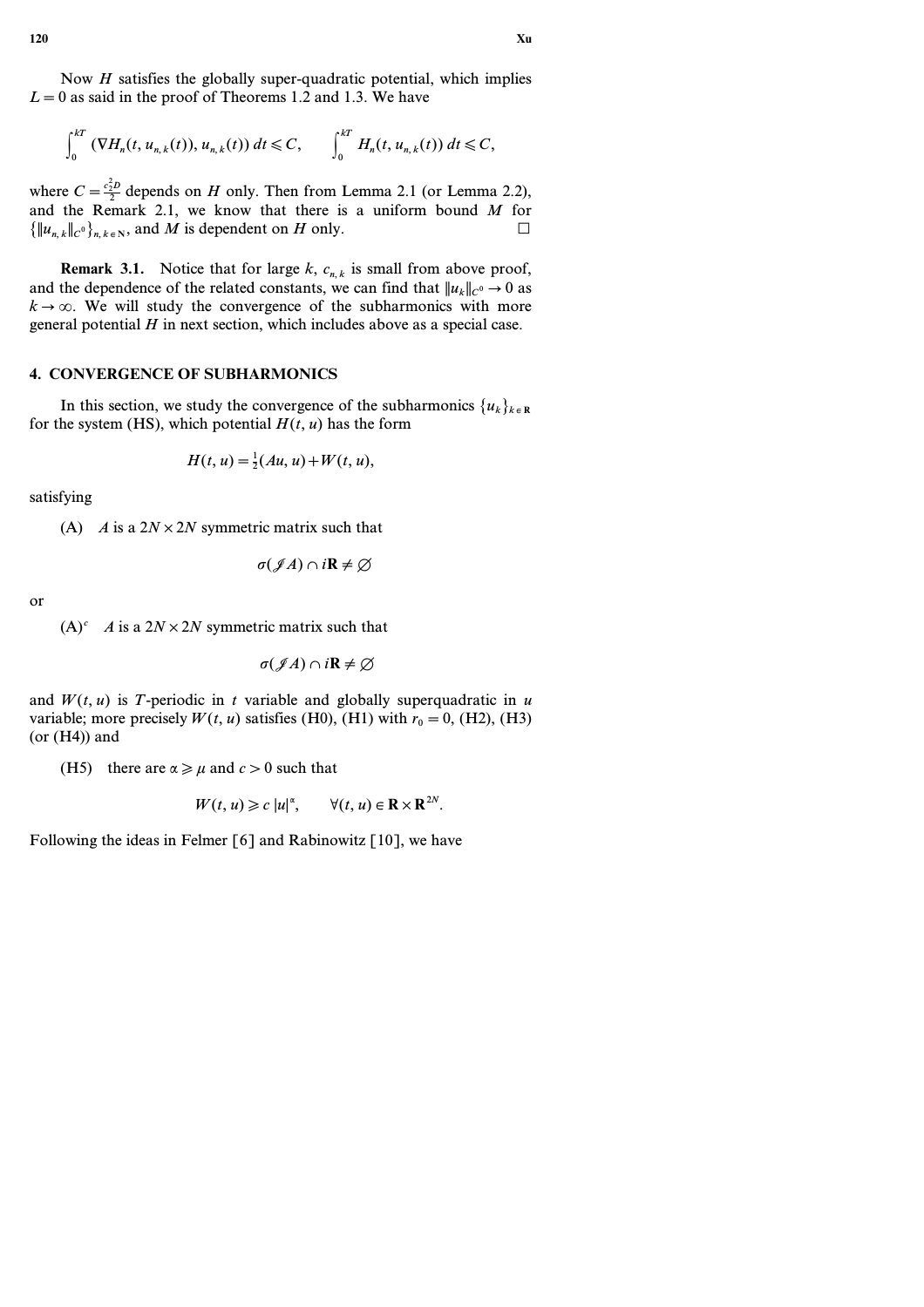Now $H$ satisfies the globally super-quadratic potential, which implies $L = 0$ as said in the proof of Theorems 1.2 and 1.3. We have

$$\int_0^{kT} (\nabla H_n(t, u_{n,k}(t)), u_{n,k}(t))\, dt \leqslant C, \qquad \int_0^{kT} H_n(t, u_{n,k}(t))\, dt \leqslant C,$$

where $C = \frac{c_2^2 D}{2}$ depends on $H$ only. Then from Lemma 2.1 (or Lemma 2.2), and the Remark 2.1, we know that there is a uniform bound $M$ for $\{\|u_{n,k}\|_{C^0}\}_{n,k \in \mathbf{N}}$, and $M$ is dependent on $H$ only. $\square$

**Remark 3.1.** Notice that for large $k$, $c_{n,k}$ is small from above proof, and the dependence of the related constants, we can find that $\|u_k\|_{C^0} \to 0$ as $k \to \infty$. We will study the convergence of the subharmonics with more general potential $H$ in next section, which includes above as a special case.

## 4. CONVERGENCE OF SUBHARMONICS

In this section, we study the convergence of the subharmonics $\{u_k\}_{k \in \mathbf{R}}$ for the system (HS), which potential $H(t, u)$ has the form

$$H(t, u) = \tfrac{1}{2}(Au, u) + W(t, u),$$

satisfying

(A) $\quad A$ is a $2N \times 2N$ symmetric matrix such that

$$\sigma(\mathcal{J}A) \cap i\mathbf{R} \neq \varnothing$$

or

$(\mathrm{A})^c \quad A$ is a $2N \times 2N$ symmetric matrix such that

$$\sigma(\mathcal{J}A) \cap i\mathbf{R} \neq \varnothing$$

and $W(t, u)$ is $T$-periodic in $t$ variable and globally superquadratic in $u$ variable; more precisely $W(t, u)$ satisfies (H0), (H1) with $r_0 = 0$, (H2), (H3) (or (H4)) and

(H5) $\quad$ there are $\alpha \geqslant \mu$ and $c > 0$ such that

$$W(t, u) \geqslant c\,|u|^{\alpha}, \qquad \forall (t, u) \in \mathbf{R} \times \mathbf{R}^{2N}.$$

Following the ideas in Felmer [6] and Rabinowitz [10], we have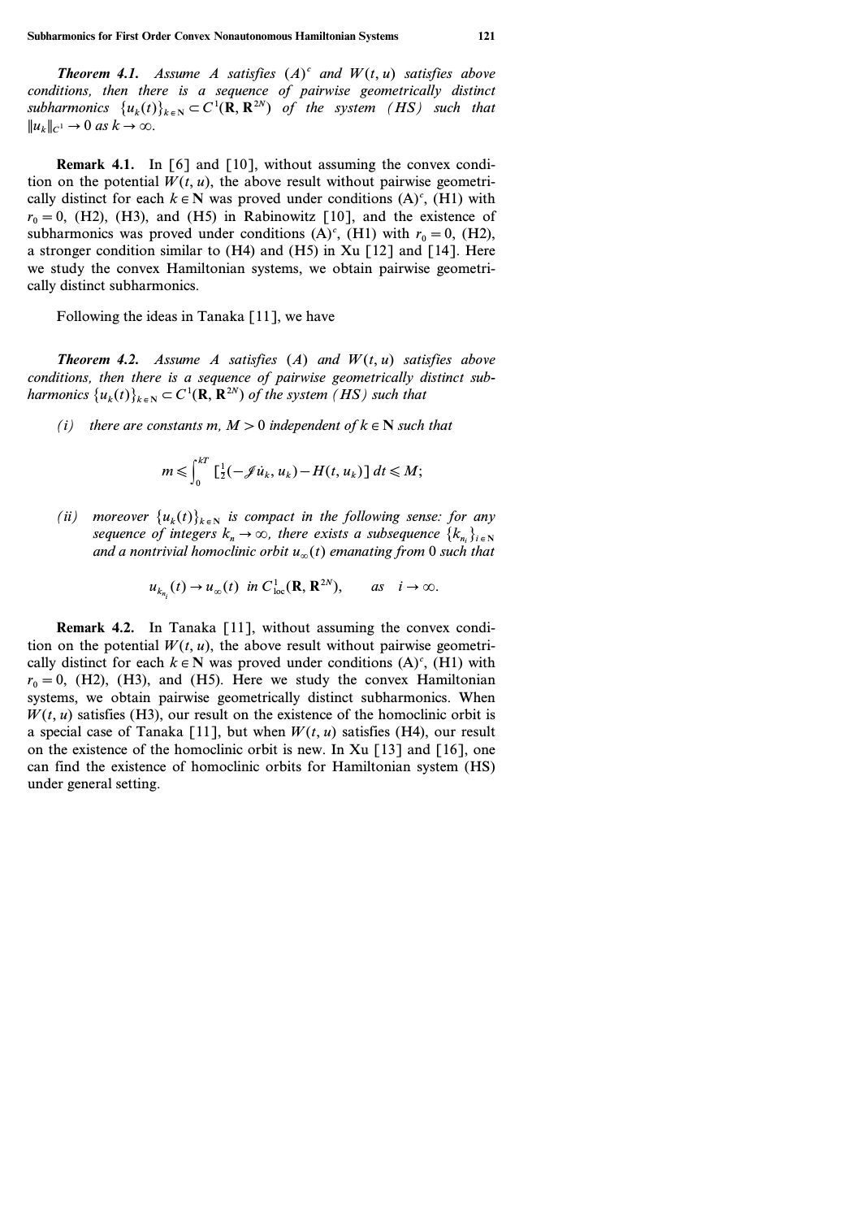***Theorem 4.1.*** *Assume $A$ satisfies $(A)^c$ and $W(t, u)$ satisfies above conditions, then there is a sequence of pairwise geometrically distinct subharmonics $\{u_k(t)\}_{k \in \mathbf{N}} \subset C^1(\mathbf{R}, \mathbf{R}^{2N})$ of the system (HS) such that $\|u_k\|_{C^1} \to 0$ as $k \to \infty$.*

**Remark 4.1.** In [6] and [10], without assuming the convex condition on the potential $W(t, u)$, the above result without pairwise geometrically distinct for each $k \in \mathbf{N}$ was proved under conditions $(A)^c$, (H1) with $r_0 = 0$, (H2), (H3), and (H5) in Rabinowitz [10], and the existence of subharmonics was proved under conditions $(A)^c$, (H1) with $r_0 = 0$, (H2), a stronger condition similar to (H4) and (H5) in Xu [12] and [14]. Here we study the convex Hamiltonian systems, we obtain pairwise geometrically distinct subharmonics.

Following the ideas in Tanaka [11], we have

***Theorem 4.2.*** *Assume $A$ satisfies $(A)$ and $W(t, u)$ satisfies above conditions, then there is a sequence of pairwise geometrically distinct subharmonics $\{u_k(t)\}_{k \in \mathbf{N}} \subset C^1(\mathbf{R}, \mathbf{R}^{2N})$ of the system (HS) such that*

*(i) there are constants $m, M > 0$ independent of $k \in \mathbf{N}$ such that*

$$m \leqslant \int_0^{kT} \left[\tfrac{1}{2}(-\mathcal{J}\dot{u}_k, u_k) - H(t, u_k)\right] dt \leqslant M;$$

*(ii) moreover $\{u_k(t)\}_{k \in \mathbf{N}}$ is compact in the following sense: for any sequence of integers $k_n \to \infty$, there exists a subsequence $\{k_{n_i}\}_{i \in \mathbf{N}}$ and a nontrivial homoclinic orbit $u_\infty(t)$ emanating from $0$ such that*

$$u_{k_{n_i}}(t) \to u_\infty(t) \ \text{ in } C^1_{\mathrm{loc}}(\mathbf{R}, \mathbf{R}^{2N}), \qquad \text{as } \ i \to \infty.$$

**Remark 4.2.** In Tanaka [11], without assuming the convex condition on the potential $W(t, u)$, the above result without pairwise geometrically distinct for each $k \in \mathbf{N}$ was proved under conditions $(A)^c$, (H1) with $r_0 = 0$, (H2), (H3), and (H5). Here we study the convex Hamiltonian systems, we obtain pairwise geometrically distinct subharmonics. When $W(t, u)$ satisfies (H3), our result on the existence of the homoclinic orbit is a special case of Tanaka [11], but when $W(t, u)$ satisfies (H4), our result on the existence of the homoclinic orbit is new. In Xu [13] and [16], one can find the existence of homoclinic orbits for Hamiltonian system (HS) under general setting.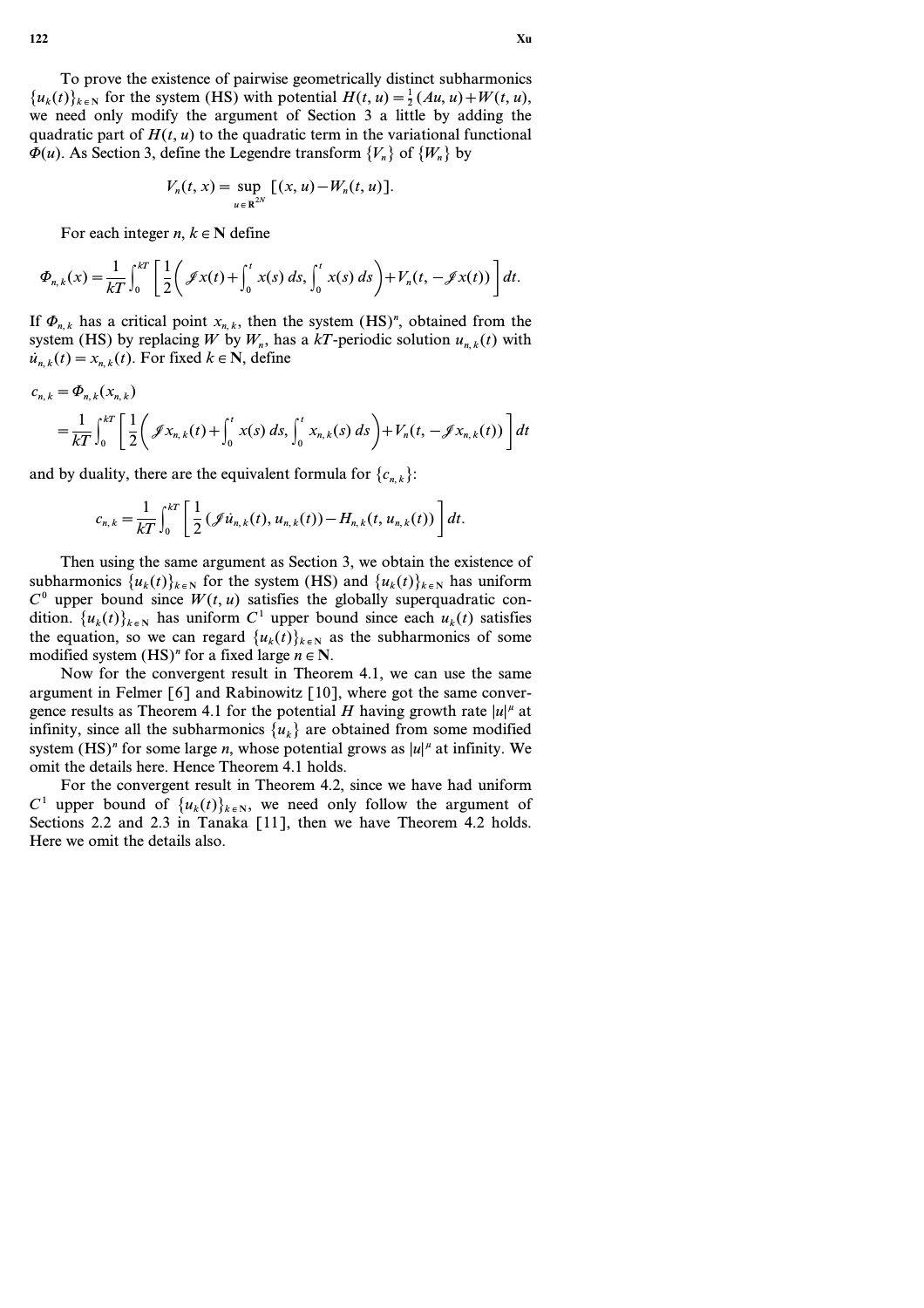To prove the existence of pairwise geometrically distinct subharmonics $\{u_k(t)\}_{k \in \mathbf{N}}$ for the system (HS) with potential $H(t, u) = \frac{1}{2}(Au, u) + W(t, u)$, we need only modify the argument of Section 3 a little by adding the quadratic part of $H(t, u)$ to the quadratic term in the variational functional $\Phi(u)$. As Section 3, define the Legendre transform $\{V_n\}$ of $\{W_n\}$ by

$$V_n(t, x) = \sup_{u \in \mathbf{R}^{2N}} [(x, u) - W_n(t, u)].$$

For each integer $n, k \in \mathbf{N}$ define

$$\Phi_{n,k}(x) = \frac{1}{kT} \int_0^{kT} \left[ \frac{1}{2} \left( \mathscr{J}x(t) + \int_0^t x(s)\, ds, \int_0^t x(s)\, ds \right) + V_n(t, -\mathscr{J}x(t)) \right] dt.$$

If $\Phi_{n,k}$ has a critical point $x_{n,k}$, then the system (HS)$^n$, obtained from the system (HS) by replacing $W$ by $W_n$, has a $kT$-periodic solution $u_{n,k}(t)$ with $\dot{u}_{n,k}(t) = x_{n,k}(t)$. For fixed $k \in \mathbf{N}$, define

$$\begin{aligned} c_{n,k} &= \Phi_{n,k}(x_{n,k}) \\ &= \frac{1}{kT} \int_0^{kT} \left[ \frac{1}{2} \left( \mathscr{J}x_{n,k}(t) + \int_0^t x(s)\, ds, \int_0^t x_{n,k}(s)\, ds \right) + V_n(t, -\mathscr{J}x_{n,k}(t)) \right] dt \end{aligned}$$

and by duality, there are the equivalent formula for $\{c_{n,k}\}$:

$$c_{n,k} = \frac{1}{kT} \int_0^{kT} \left[ \frac{1}{2} (\mathscr{J}\dot{u}_{n,k}(t), u_{n,k}(t)) - H_{n,k}(t, u_{n,k}(t)) \right] dt.$$

Then using the same argument as Section 3, we obtain the existence of subharmonics $\{u_k(t)\}_{k \in \mathbf{N}}$ for the system (HS) and $\{u_k(t)\}_{k \in \mathbf{N}}$ has uniform $C^0$ upper bound since $W(t, u)$ satisfies the globally superquadratic condition. $\{u_k(t)\}_{k \in \mathbf{N}}$ has uniform $C^1$ upper bound since each $u_k(t)$ satisfies the equation, so we can regard $\{u_k(t)\}_{k \in \mathbf{N}}$ as the subharmonics of some modified system (HS)$^n$ for a fixed large $n \in \mathbf{N}$.

Now for the convergent result in Theorem 4.1, we can use the same argument in Felmer [6] and Rabinowitz [10], where got the same convergence results as Theorem 4.1 for the potential $H$ having growth rate $|u|^\mu$ at infinity, since all the subharmonics $\{u_k\}$ are obtained from some modified system (HS)$^n$ for some large $n$, whose potential grows as $|u|^\mu$ at infinity. We omit the details here. Hence Theorem 4.1 holds.

For the convergent result in Theorem 4.2, since we have had uniform $C^1$ upper bound of $\{u_k(t)\}_{k \in \mathbf{N}}$, we need only follow the argument of Sections 2.2 and 2.3 in Tanaka [11], then we have Theorem 4.2 holds. Here we omit the details also.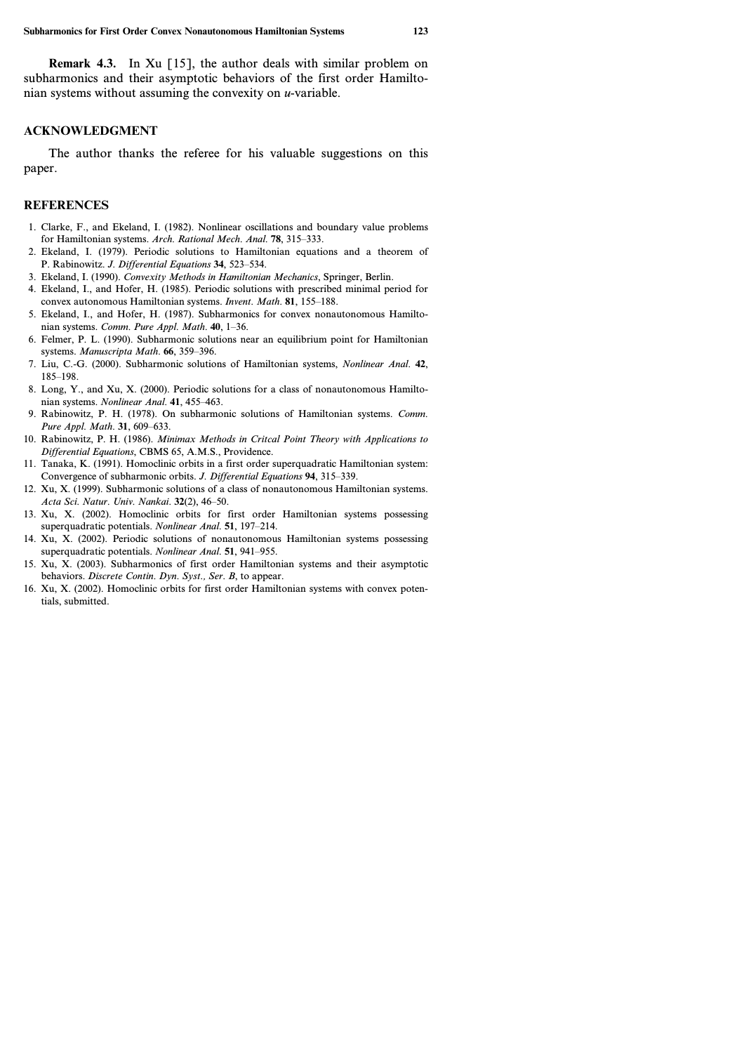**Remark 4.3.** In Xu [15], the author deals with similar problem on subharmonics and their asymptotic behaviors of the first order Hamiltonian systems without assuming the convexity on *u*-variable.

## ACKNOWLEDGMENT

The author thanks the referee for his valuable suggestions on this paper.

## REFERENCES

1. Clarke, F., and Ekeland, I. (1982). Nonlinear oscillations and boundary value problems for Hamiltonian systems. *Arch. Rational Mech. Anal.* **78**, 315–333.
2. Ekeland, I. (1979). Periodic solutions to Hamiltonian equations and a theorem of P. Rabinowitz. *J. Differential Equations* **34**, 523–534.
3. Ekeland, I. (1990). *Convexity Methods in Hamiltonian Mechanics*, Springer, Berlin.
4. Ekeland, I., and Hofer, H. (1985). Periodic solutions with prescribed minimal period for convex autonomous Hamiltonian systems. *Invent. Math.* **81**, 155–188.
5. Ekeland, I., and Hofer, H. (1987). Subharmonics for convex nonautonomous Hamiltonian systems. *Comm. Pure Appl. Math.* **40**, 1–36.
6. Felmer, P. L. (1990). Subharmonic solutions near an equilibrium point for Hamiltonian systems. *Manuscripta Math.* **66**, 359–396.
7. Liu, C.-G. (2000). Subharmonic solutions of Hamiltonian systems, *Nonlinear Anal.* **42**, 185–198.
8. Long, Y., and Xu, X. (2000). Periodic solutions for a class of nonautonomous Hamiltonian systems. *Nonlinear Anal.* **41**, 455–463.
9. Rabinowitz, P. H. (1978). On subharmonic solutions of Hamiltonian systems. *Comm. Pure Appl. Math.* **31**, 609–633.
10. Rabinowitz, P. H. (1986). *Minimax Methods in Critcal Point Theory with Applications to Differential Equations*, CBMS 65, A.M.S., Providence.
11. Tanaka, K. (1991). Homoclinic orbits in a first order superquadratic Hamiltonian system: Convergence of subharmonic orbits. *J. Differential Equations* **94**, 315–339.
12. Xu, X. (1999). Subharmonic solutions of a class of nonautonomous Hamiltonian systems. *Acta Sci. Natur. Univ. Nankai*. **32**(2), 46–50.
13. Xu, X. (2002). Homoclinic orbits for first order Hamiltonian systems possessing superquadratic potentials. *Nonlinear Anal.* **51**, 197–214.
14. Xu, X. (2002). Periodic solutions of nonautonomous Hamiltonian systems possessing superquadratic potentials. *Nonlinear Anal.* **51**, 941–955.
15. Xu, X. (2003). Subharmonics of first order Hamiltonian systems and their asymptotic behaviors. *Discrete Contin. Dyn. Syst., Ser. B*, to appear.
16. Xu, X. (2002). Homoclinic orbits for first order Hamiltonian systems with convex potentials, submitted.